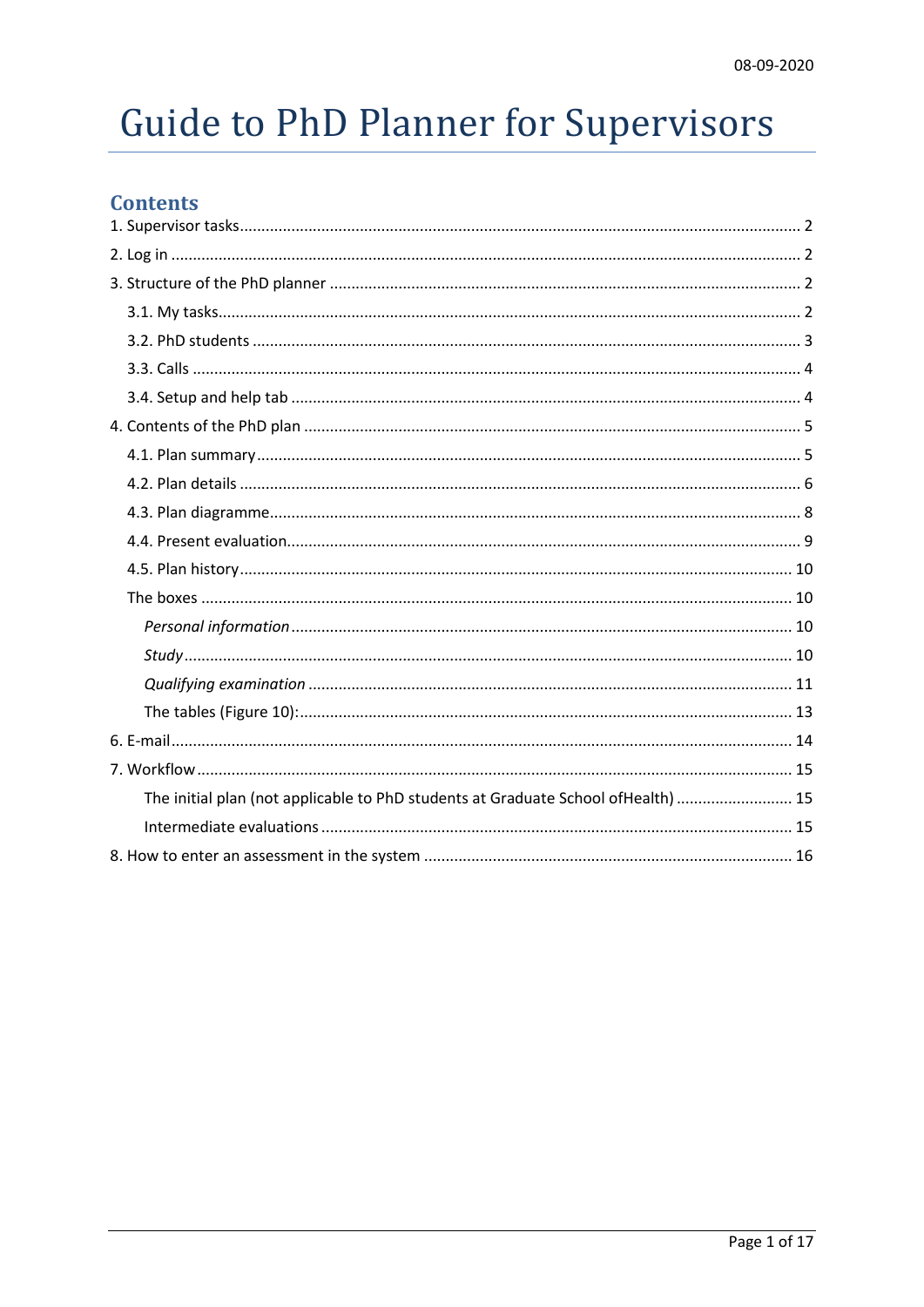08-09-2020

# Guide to PhD Planner for Supervisors

## Contents

1. Supervisor tasks ..... 2
2. Log in ..... 2
3. Structure of the PhD planner ..... 2
   - 3.1. My tasks ..... 2
   - 3.2. PhD students ..... 3
   - 3.3. Calls ..... 4
   - 3.4. Setup and help tab ..... 4
4. Contents of the PhD plan ..... 5
   - 4.1. Plan summary ..... 5
   - 4.2. Plan details ..... 6
   - 4.3. Plan diagramme ..... 8
   - 4.4. Present evaluation ..... 9
   - 4.5. Plan history ..... 10
   - The boxes ..... 10
     - *Personal information* ..... 10
     - *Study* ..... 10
     - *Qualifying examination* ..... 11
     - The tables (Figure 10): ..... 13
6. E-mail ..... 14
7. Workflow ..... 15
   - The initial plan (not applicable to PhD students at Graduate School ofHealth) ..... 15
   - Intermediate evaluations ..... 15
8. How to enter an assessment in the system ..... 16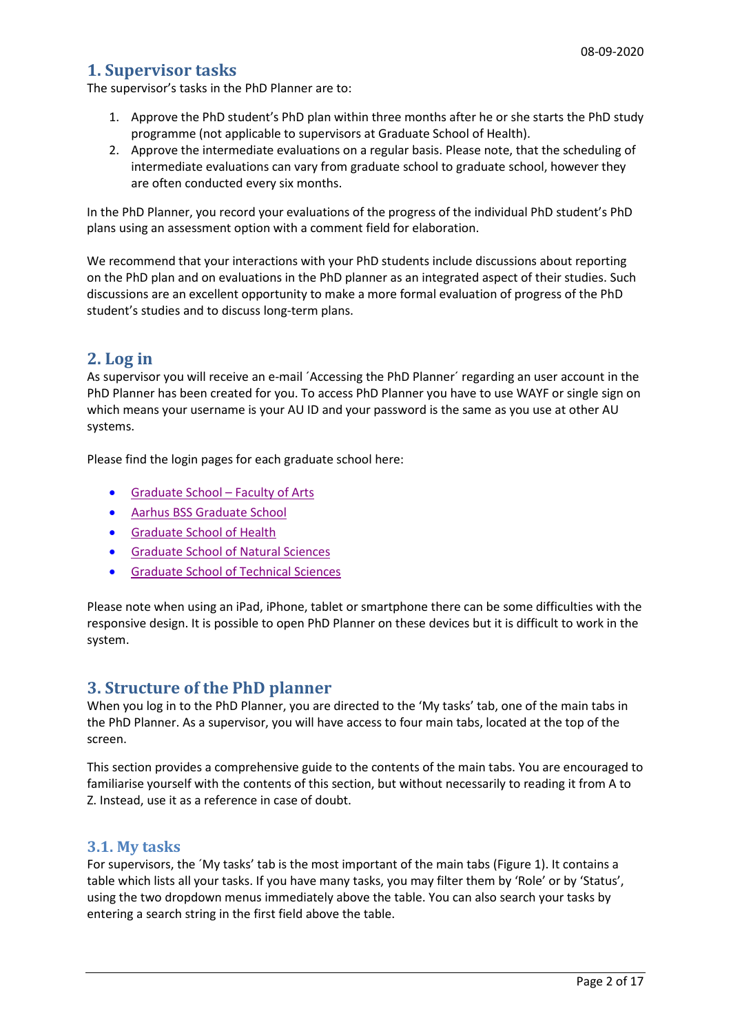## 1. Supervisor tasks

The supervisor's tasks in the PhD Planner are to:

1. Approve the PhD student's PhD plan within three months after he or she starts the PhD study programme (not applicable to supervisors at Graduate School of Health).
2. Approve the intermediate evaluations on a regular basis. Please note, that the scheduling of intermediate evaluations can vary from graduate school to graduate school, however they are often conducted every six months.

In the PhD Planner, you record your evaluations of the progress of the individual PhD student's PhD plans using an assessment option with a comment field for elaboration.

We recommend that your interactions with your PhD students include discussions about reporting on the PhD plan and on evaluations in the PhD planner as an integrated aspect of their studies. Such discussions are an excellent opportunity to make a more formal evaluation of progress of the PhD student's studies and to discuss long-term plans.

## 2. Log in

As supervisor you will receive an e-mail ´Accessing the PhD Planner´ regarding an user account in the PhD Planner has been created for you. To access PhD Planner you have to use WAYF or single sign on which means your username is your AU ID and your password is the same as you use at other AU systems.

Please find the login pages for each graduate school here:

- Graduate School – Faculty of Arts
- Aarhus BSS Graduate School
- Graduate School of Health
- Graduate School of Natural Sciences
- Graduate School of Technical Sciences

Please note when using an iPad, iPhone, tablet or smartphone there can be some difficulties with the responsive design. It is possible to open PhD Planner on these devices but it is difficult to work in the system.

## 3. Structure of the PhD planner

When you log in to the PhD Planner, you are directed to the 'My tasks' tab, one of the main tabs in the PhD Planner. As a supervisor, you will have access to four main tabs, located at the top of the screen.

This section provides a comprehensive guide to the contents of the main tabs. You are encouraged to familiarise yourself with the contents of this section, but without necessarily to reading it from A to Z. Instead, use it as a reference in case of doubt.

### 3.1. My tasks

For supervisors, the ´My tasks' tab is the most important of the main tabs (Figure 1). It contains a table which lists all your tasks. If you have many tasks, you may filter them by 'Role' or by 'Status', using the two dropdown menus immediately above the table. You can also search your tasks by entering a search string in the first field above the table.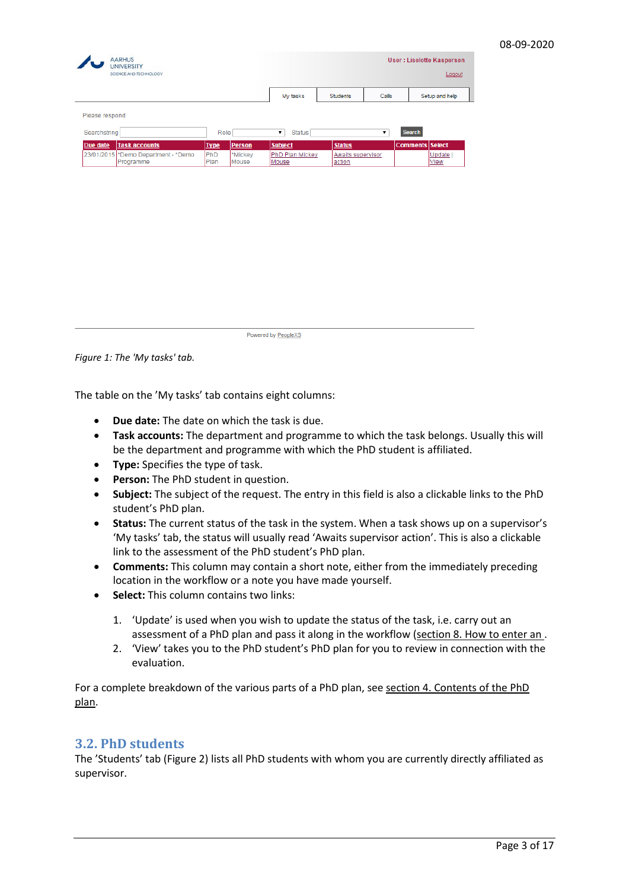*Figure 1: The 'My tasks' tab.*

The table on the ’My tasks’ tab contains eight columns:

- **Due date:** The date on which the task is due.
- **Task accounts:** The department and programme to which the task belongs. Usually this will be the department and programme with which the PhD student is affiliated.
- **Type:** Specifies the type of task.
- **Person:** The PhD student in question.
- **Subject:** The subject of the request. The entry in this field is also a clickable links to the PhD student’s PhD plan.
- **Status:** The current status of the task in the system. When a task shows up on a supervisor’s ‘My tasks’ tab, the status will usually read ‘Awaits supervisor action’. This is also a clickable link to the assessment of the PhD student’s PhD plan.
- **Comments:** This column may contain a short note, either from the immediately preceding location in the workflow or a note you have made yourself.
- **Select:** This column contains two links:

    1. ‘Update’ is used when you wish to update the status of the task, i.e. carry out an assessment of a PhD plan and pass it along in the workflow (section 8. How to enter an .
    2. ‘View’ takes you to the PhD student’s PhD plan for you to review in connection with the evaluation.

For a complete breakdown of the various parts of a PhD plan, see section 4. Contents of the PhD plan.

## 3.2. PhD students

The ’Students’ tab (Figure 2) lists all PhD students with whom you are currently directly affiliated as supervisor.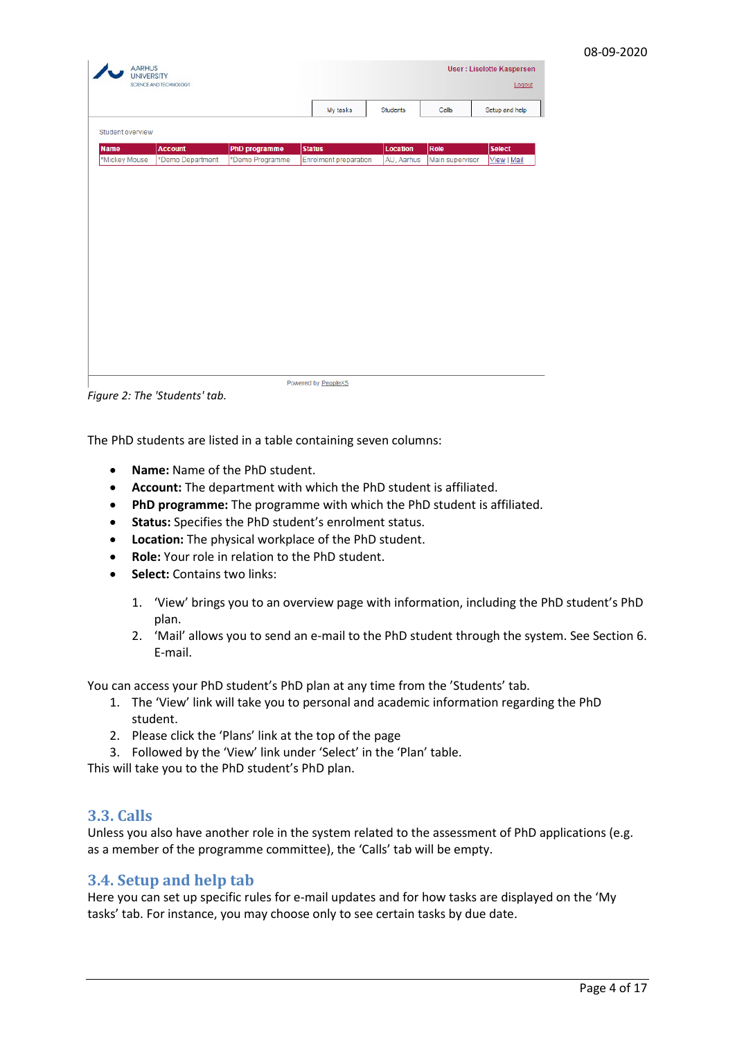*Figure 2: The 'Students' tab.*

The PhD students are listed in a table containing seven columns:

- **Name:** Name of the PhD student.
- **Account:** The department with which the PhD student is affiliated.
- **PhD programme:** The programme with which the PhD student is affiliated.
- **Status:** Specifies the PhD student's enrolment status.
- **Location:** The physical workplace of the PhD student.
- **Role:** Your role in relation to the PhD student.
- **Select:** Contains two links:

    1. 'View' brings you to an overview page with information, including the PhD student's PhD plan.
    2. 'Mail' allows you to send an e-mail to the PhD student through the system. See Section 6. E-mail.

You can access your PhD student's PhD plan at any time from the 'Students' tab.

1. The 'View' link will take you to personal and academic information regarding the PhD student.
2. Please click the 'Plans' link at the top of the page
3. Followed by the 'View' link under 'Select' in the 'Plan' table.

This will take you to the PhD student's PhD plan.

## 3.3. Calls

Unless you also have another role in the system related to the assessment of PhD applications (e.g. as a member of the programme committee), the 'Calls' tab will be empty.

## 3.4. Setup and help tab

Here you can set up specific rules for e-mail updates and for how tasks are displayed on the 'My tasks' tab. For instance, you may choose only to see certain tasks by due date.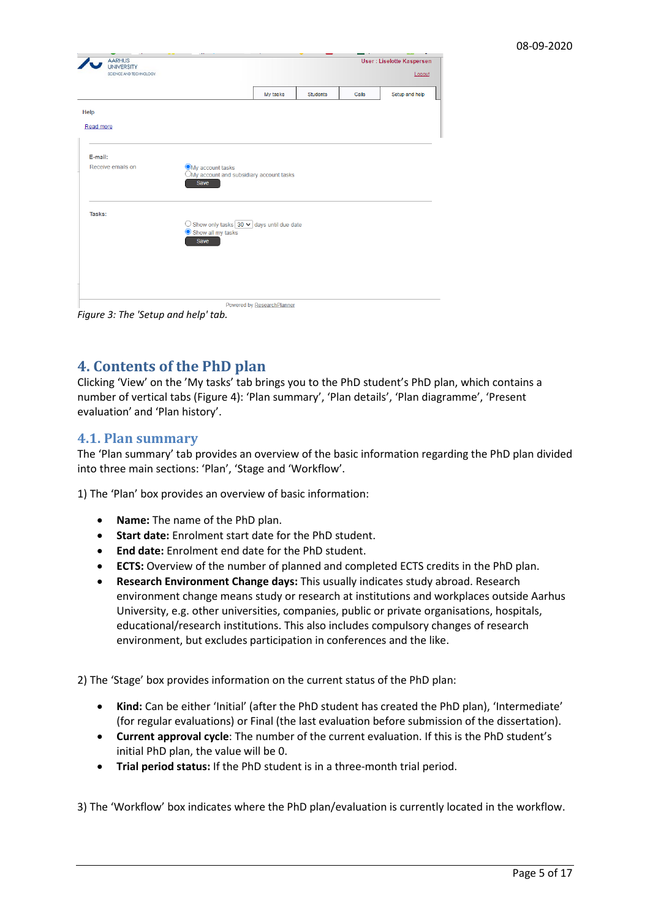Figure 3: The 'Setup and help' tab.

## 4. Contents of the PhD plan

Clicking 'View' on the 'My tasks' tab brings you to the PhD student's PhD plan, which contains a number of vertical tabs (Figure 4): 'Plan summary', 'Plan details', 'Plan diagramme', 'Present evaluation' and 'Plan history'.

### 4.1. Plan summary

The 'Plan summary' tab provides an overview of the basic information regarding the PhD plan divided into three main sections: 'Plan', 'Stage and 'Workflow'.

1) The 'Plan' box provides an overview of basic information:

- **Name:** The name of the PhD plan.
- **Start date:** Enrolment start date for the PhD student.
- **End date:** Enrolment end date for the PhD student.
- **ECTS:** Overview of the number of planned and completed ECTS credits in the PhD plan.
- **Research Environment Change days:** This usually indicates study abroad. Research environment change means study or research at institutions and workplaces outside Aarhus University, e.g. other universities, companies, public or private organisations, hospitals, educational/research institutions. This also includes compulsory changes of research environment, but excludes participation in conferences and the like.

2) The 'Stage' box provides information on the current status of the PhD plan:

- **Kind:** Can be either 'Initial' (after the PhD student has created the PhD plan), 'Intermediate' (for regular evaluations) or Final (the last evaluation before submission of the dissertation).
- **Current approval cycle**: The number of the current evaluation. If this is the PhD student's initial PhD plan, the value will be 0.
- **Trial period status:** If the PhD student is in a three-month trial period.

3) The 'Workflow' box indicates where the PhD plan/evaluation is currently located in the workflow.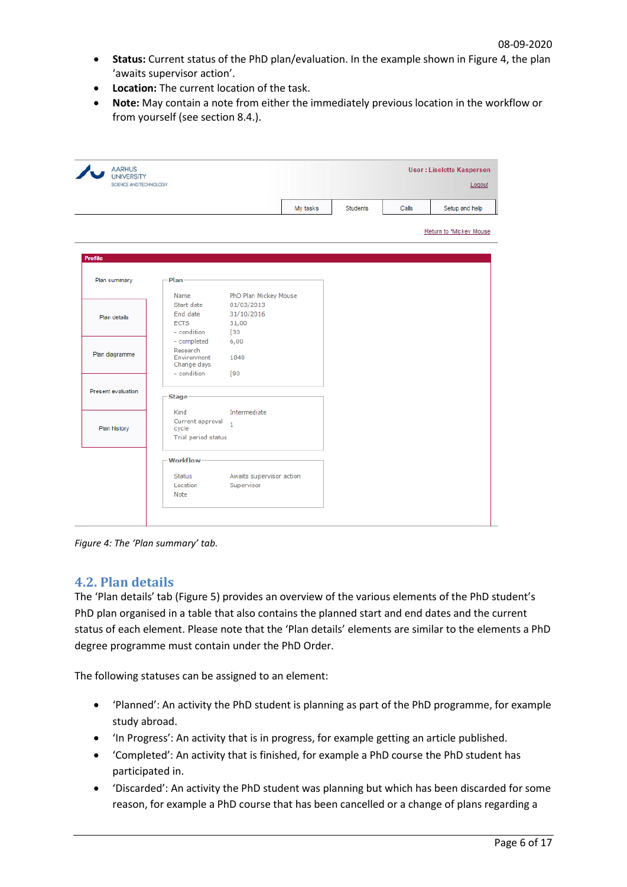- **Status:** Current status of the PhD plan/evaluation. In the example shown in Figure 4, the plan 'awaits supervisor action'.
- **Location:** The current location of the task.
- **Note:** May contain a note from either the immediately previous location in the workflow or from yourself (see section 8.4.).

*Figure 4: The 'Plan summary' tab.*

## 4.2. Plan details

The 'Plan details' tab (Figure 5) provides an overview of the various elements of the PhD student's PhD plan organised in a table that also contains the planned start and end dates and the current status of each element. Please note that the 'Plan details' elements are similar to the elements a PhD degree programme must contain under the PhD Order.

The following statuses can be assigned to an element:

- 'Planned': An activity the PhD student is planning as part of the PhD programme, for example study abroad.
- 'In Progress': An activity that is in progress, for example getting an article published.
- 'Completed': An activity that is finished, for example a PhD course the PhD student has participated in.
- 'Discarded': An activity the PhD student was planning but which has been discarded for some reason, for example a PhD course that has been cancelled or a change of plans regarding a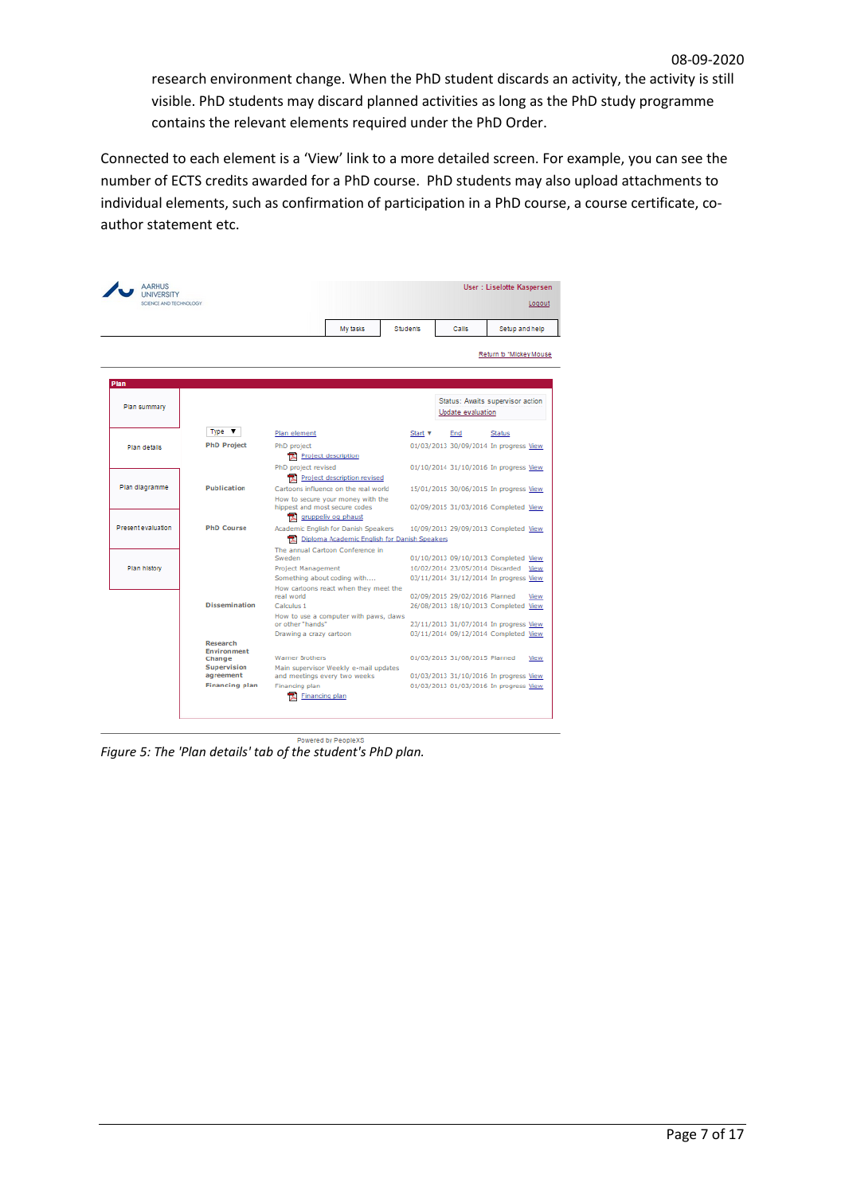research environment change. When the PhD student discards an activity, the activity is still visible. PhD students may discard planned activities as long as the PhD study programme contains the relevant elements required under the PhD Order.

Connected to each element is a 'View' link to a more detailed screen. For example, you can see the number of ECTS credits awarded for a PhD course. PhD students may also upload attachments to individual elements, such as confirmation of participation in a PhD course, a course certificate, co-author statement etc.

*Figure 5: The 'Plan details' tab of the student's PhD plan.*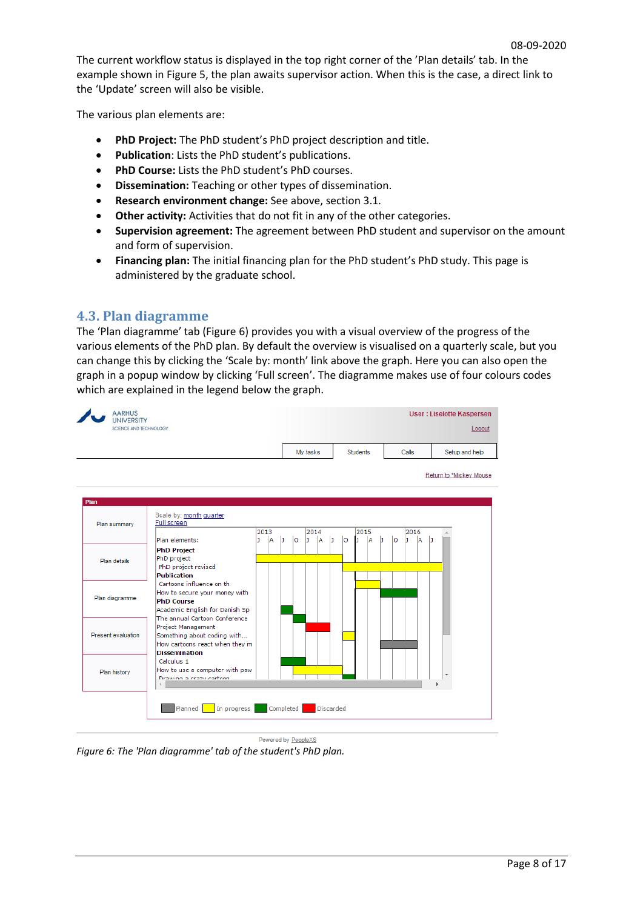The current workflow status is displayed in the top right corner of the 'Plan details' tab. In the example shown in Figure 5, the plan awaits supervisor action. When this is the case, a direct link to the 'Update' screen will also be visible.

The various plan elements are:

- **PhD Project:** The PhD student's PhD project description and title.
- **Publication**: Lists the PhD student's publications.
- **PhD Course:** Lists the PhD student's PhD courses.
- **Dissemination:** Teaching or other types of dissemination.
- **Research environment change:** See above, section 3.1.
- **Other activity:** Activities that do not fit in any of the other categories.
- **Supervision agreement:** The agreement between PhD student and supervisor on the amount and form of supervision.
- **Financing plan:** The initial financing plan for the PhD student's PhD study. This page is administered by the graduate school.

## 4.3. Plan diagramme

The 'Plan diagramme' tab (Figure 6) provides you with a visual overview of the progress of the various elements of the PhD plan. By default the overview is visualised on a quarterly scale, but you can change this by clicking the 'Scale by: month' link above the graph. Here you can also open the graph in a popup window by clicking 'Full screen'. The diagramme makes use of four colours codes which are explained in the legend below the graph.

*Figure 6: The 'Plan diagramme' tab of the student's PhD plan.*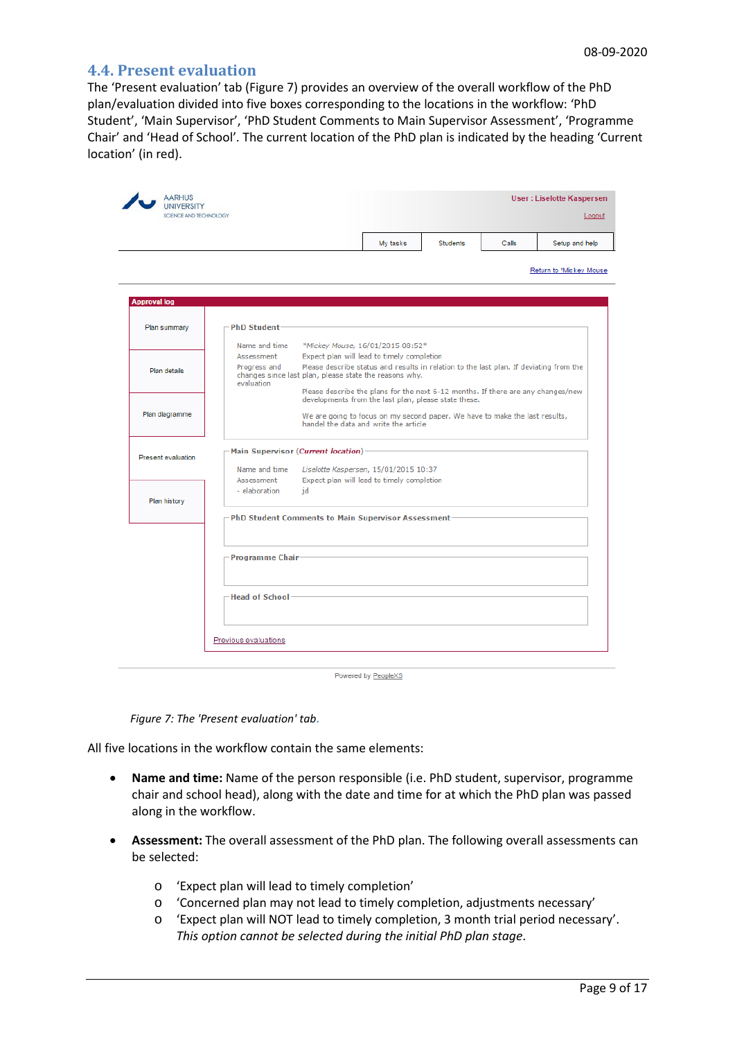## 4.4. Present evaluation

The 'Present evaluation' tab (Figure 7) provides an overview of the overall workflow of the PhD plan/evaluation divided into five boxes corresponding to the locations in the workflow: 'PhD Student', 'Main Supervisor', 'PhD Student Comments to Main Supervisor Assessment', 'Programme Chair' and 'Head of School'. The current location of the PhD plan is indicated by the heading 'Current location' (in red).

*Figure 7: The 'Present evaluation' tab.*

All five locations in the workflow contain the same elements:

- **Name and time:** Name of the person responsible (i.e. PhD student, supervisor, programme chair and school head), along with the date and time for at which the PhD plan was passed along in the workflow.
- **Assessment:** The overall assessment of the PhD plan. The following overall assessments can be selected:
  - 'Expect plan will lead to timely completion'
  - 'Concerned plan may not lead to timely completion, adjustments necessary'
  - 'Expect plan will NOT lead to timely completion, 3 month trial period necessary'. *This option cannot be selected during the initial PhD plan stage.*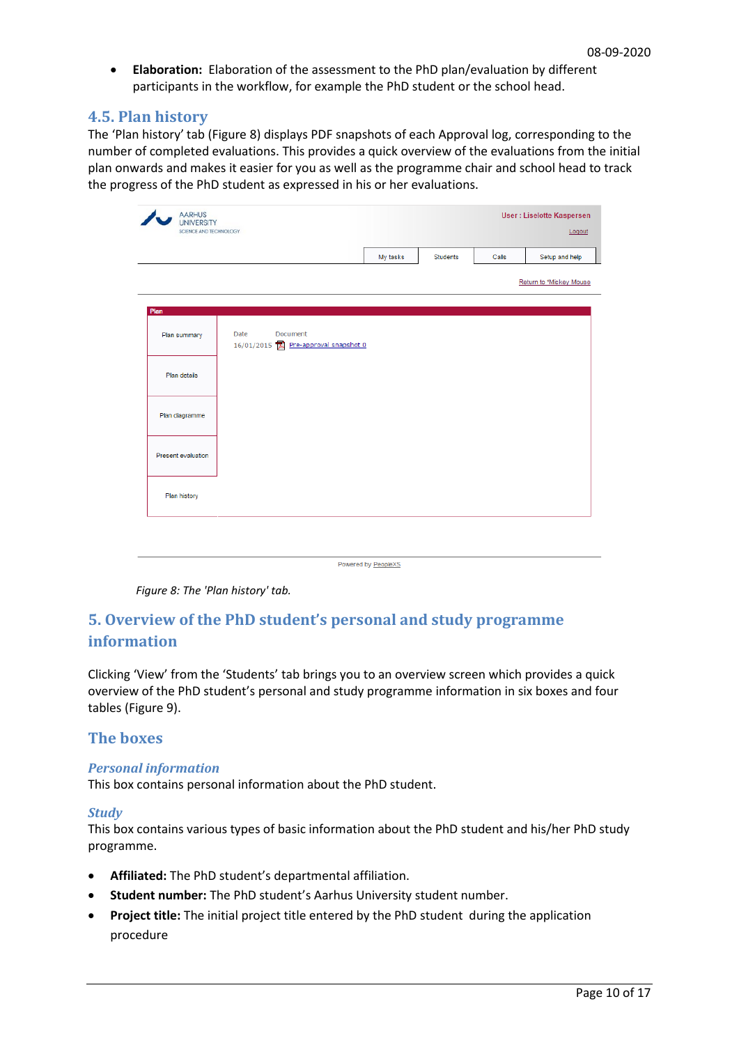- **Elaboration:** Elaboration of the assessment to the PhD plan/evaluation by different participants in the workflow, for example the PhD student or the school head.

## 4.5. Plan history

The 'Plan history' tab (Figure 8) displays PDF snapshots of each Approval log, corresponding to the number of completed evaluations. This provides a quick overview of the evaluations from the initial plan onwards and makes it easier for you as well as the programme chair and school head to track the progress of the PhD student as expressed in his or her evaluations.

*Figure 8: The 'Plan history' tab.*

# 5. Overview of the PhD student's personal and study programme information

Clicking 'View' from the 'Students' tab brings you to an overview screen which provides a quick overview of the PhD student's personal and study programme information in six boxes and four tables (Figure 9).

## The boxes

### *Personal information*

This box contains personal information about the PhD student.

### *Study*

This box contains various types of basic information about the PhD student and his/her PhD study programme.

- **Affiliated:** The PhD student's departmental affiliation.
- **Student number:** The PhD student's Aarhus University student number.
- **Project title:** The initial project title entered by the PhD student during the application procedure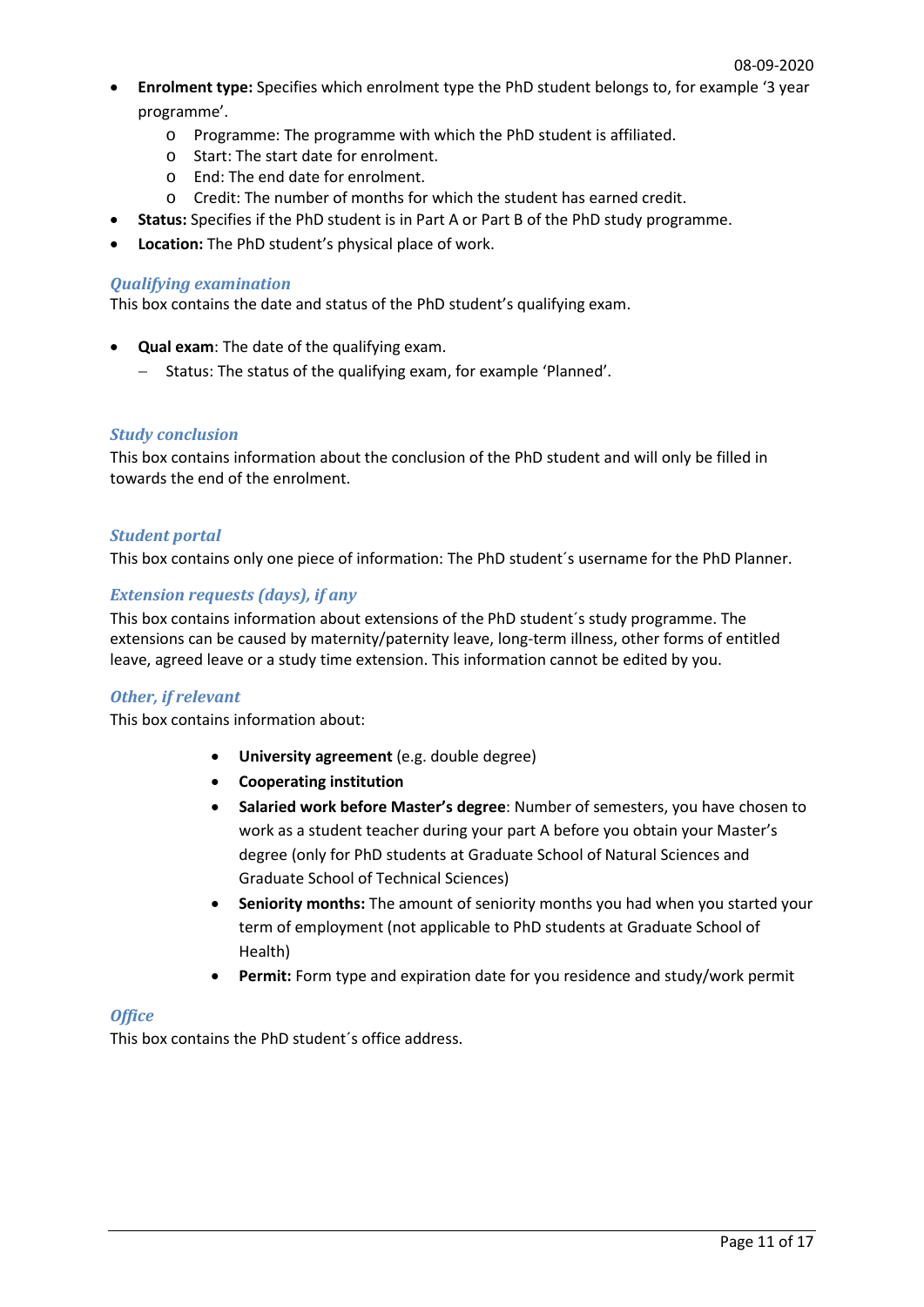- **Enrolment type:** Specifies which enrolment type the PhD student belongs to, for example '3 year programme'.
    - Programme: The programme with which the PhD student is affiliated.
    - Start: The start date for enrolment.
    - End: The end date for enrolment.
    - Credit: The number of months for which the student has earned credit.
- **Status:** Specifies if the PhD student is in Part A or Part B of the PhD study programme.
- **Location:** The PhD student's physical place of work.

### *Qualifying examination*

This box contains the date and status of the PhD student's qualifying exam.

- **Qual exam**: The date of the qualifying exam.
    - Status: The status of the qualifying exam, for example 'Planned'.

### *Study conclusion*

This box contains information about the conclusion of the PhD student and will only be filled in towards the end of the enrolment.

### *Student portal*

This box contains only one piece of information: The PhD student´s username for the PhD Planner.

### *Extension requests (days), if any*

This box contains information about extensions of the PhD student´s study programme. The extensions can be caused by maternity/paternity leave, long-term illness, other forms of entitled leave, agreed leave or a study time extension. This information cannot be edited by you.

### *Other, if relevant*

This box contains information about:

- **University agreement** (e.g. double degree)
- **Cooperating institution**
- **Salaried work before Master's degree**: Number of semesters, you have chosen to work as a student teacher during your part A before you obtain your Master's degree (only for PhD students at Graduate School of Natural Sciences and Graduate School of Technical Sciences)
- **Seniority months:** The amount of seniority months you had when you started your term of employment (not applicable to PhD students at Graduate School of Health)
- **Permit:** Form type and expiration date for you residence and study/work permit

### *Office*

This box contains the PhD student´s office address.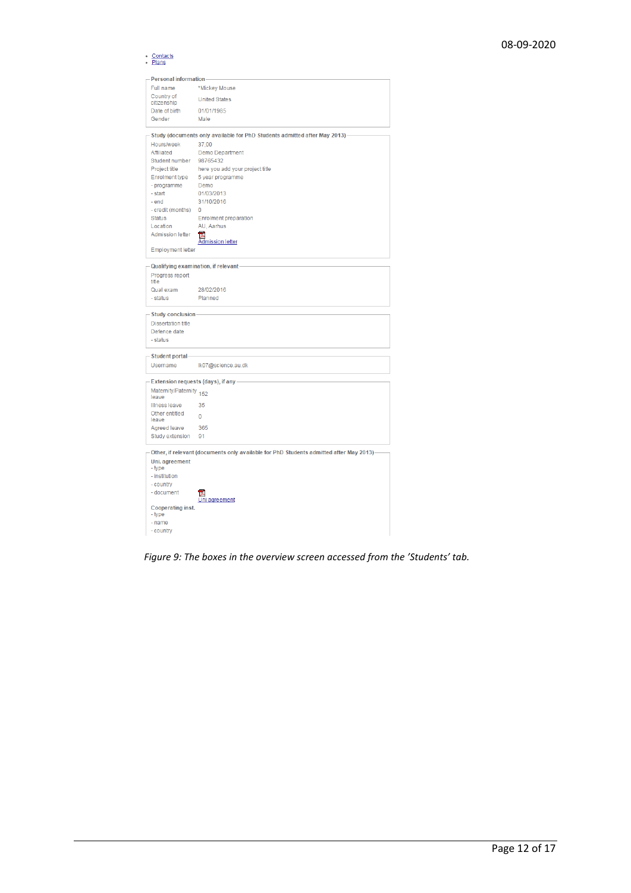08-09-2020

- Contacts
- Plans

**Personal information**

| | |
|---|---|
| Full name | *Mickey Mouse |
| Country of citizenship | United States |
| Date of birth | 01/01/1985 |
| Gender | Male |

**Study (documents only available for PhD Students admitted after May 2013)**

| | |
|---|---|
| Hours/week | 37,00 |
| Affiliated | Demo Department |
| Student number | 98765432 |
| Project title | here you add your project title |
| Enrolment type | 5 year programme |
| - programme | Demo |
| - start | 01/03/2013 |
| - end | 31/10/2016 |
| - credit (months) | 0 |
| Status | Enrolment preparation |
| Location | AU, Aarhus |
| Admission letter | Admission letter |
| Employment letter | |

**Qualifying examination, if relevant**

| | |
|---|---|
| Progress report title | |
| Qual exam | 28/02/2016 |
| - status | Planned |

**Study conclusion**

| | |
|---|---|
| Dissertation title | |
| Defence date | |
| - status | |

**Student portal**

| | |
|---|---|
| Username | lk07@science.au.dk |

**Extension requests (days), if any**

| | |
|---|---|
| Maternity/Paternity leave | 152 |
| Illness leave | 35 |
| Other entitled leave | 0 |
| Agreed leave | 365 |
| Study extension | 91 |

**Other, if relevant (documents only available for PhD Students admitted after May 2013)**

**Uni. agreement**

| | |
|---|---|
| - type | |
| - institution | |
| - country | |
| - document | Uni agreement |

**Cooperating inst.**

| | |
|---|---|
| - type | |
| - name | |
| - country | |

*Figure 9: The boxes in the overview screen accessed from the 'Students' tab.*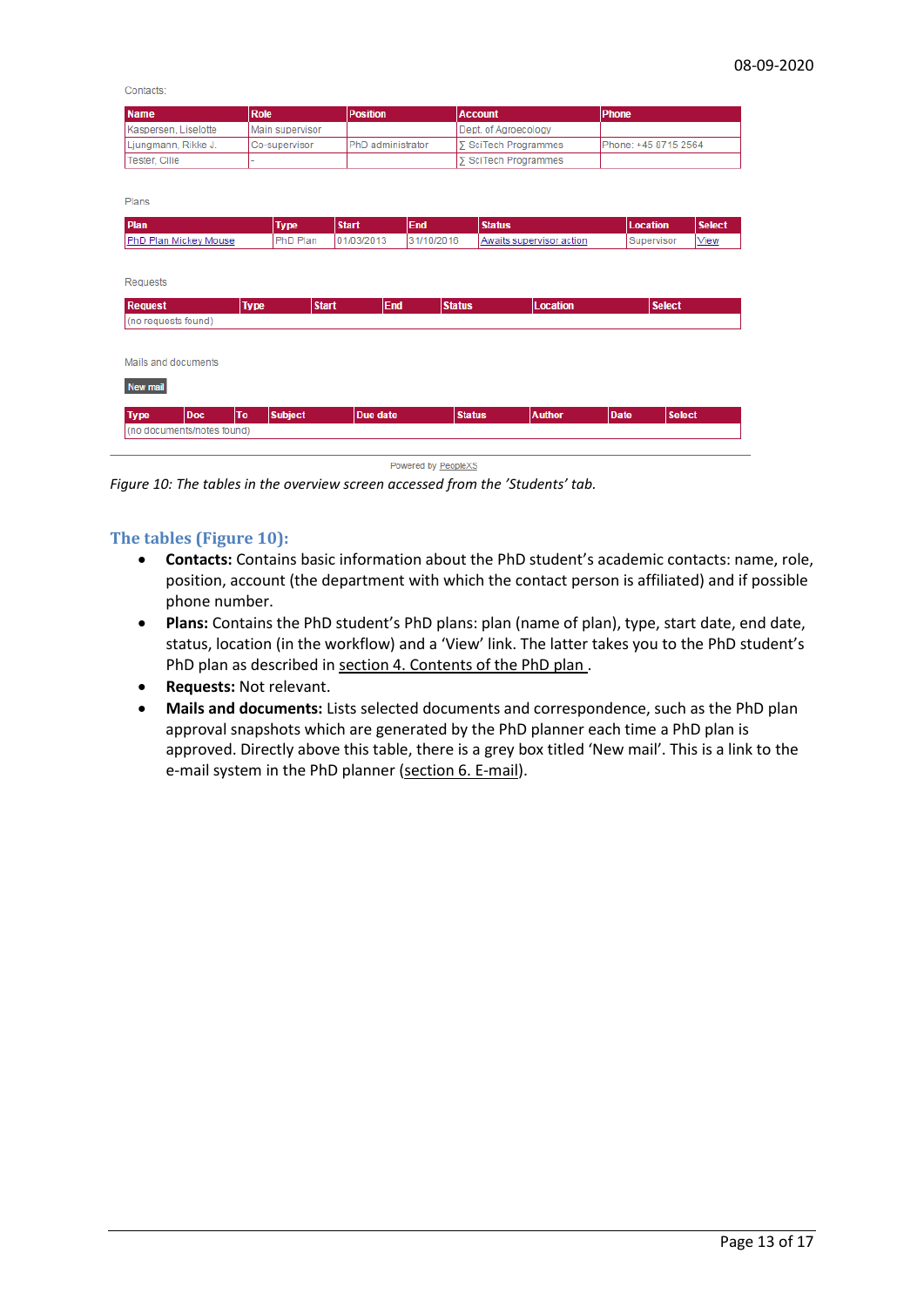Contacts:

| Name | Role | Position | Account | Phone |
|---|---|---|---|---|
| Kaspersen, Liselotte | Main supervisor | | Dept. of Agroecology | |
| Ljungmann, Rikke J. | Co-supervisor | PhD administrator | ∑ SciTech Programmes | Phone: +45 8715 2564 |
| Tester, Cille | - | | ∑ SciTech Programmes | |

Plans

| Plan | Type | Start | End | Status | Location | Select |
|---|---|---|---|---|---|---|
| PhD Plan Mickey Mouse | PhD Plan | 01/03/2013 | 31/10/2016 | Awaits supervisor action | Supervisor | View |

Requests

| Request | Type | Start | End | Status | Location | Select |
|---|---|---|---|---|---|---|
| (no requests found) | | | | | | |

Mails and documents

New mail

| Type | Doc | To | Subject | Due date | Status | Author | Date | Select |
|---|---|---|---|---|---|---|---|---|
| (no documents/notes found) | | | | | | | | |

Powered by PeopleXS

*Figure 10: The tables in the overview screen accessed from the 'Students' tab.*

### The tables (Figure 10):

- **Contacts:** Contains basic information about the PhD student's academic contacts: name, role, position, account (the department with which the contact person is affiliated) and if possible phone number.
- **Plans:** Contains the PhD student's PhD plans: plan (name of plan), type, start date, end date, status, location (in the workflow) and a 'View' link. The latter takes you to the PhD student's PhD plan as described in section 4. Contents of the PhD plan .
- **Requests:** Not relevant.
- **Mails and documents:** Lists selected documents and correspondence, such as the PhD plan approval snapshots which are generated by the PhD planner each time a PhD plan is approved. Directly above this table, there is a grey box titled 'New mail'. This is a link to the e-mail system in the PhD planner (section 6. E-mail).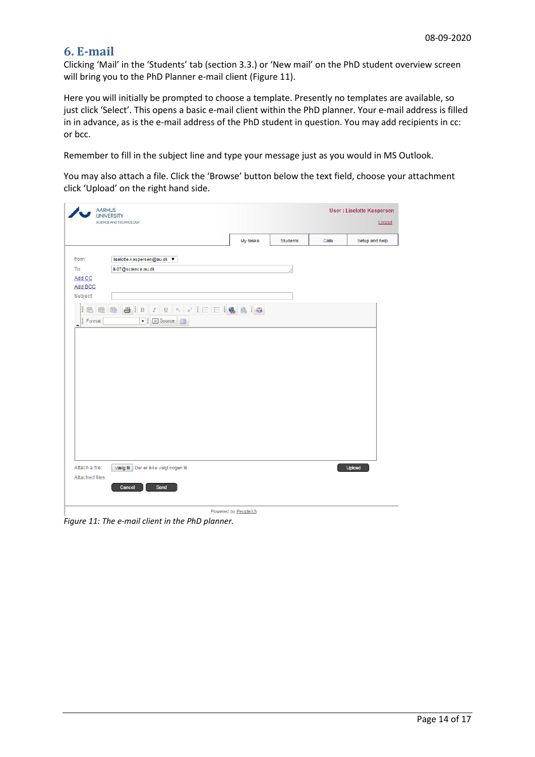# 6. E-mail

Clicking 'Mail' in the 'Students' tab (section 3.3.) or 'New mail' on the PhD student overview screen will bring you to the PhD Planner e-mail client (Figure 11).

Here you will initially be prompted to choose a template. Presently no templates are available, so just click 'Select'. This opens a basic e-mail client within the PhD planner. Your e-mail address is filled in in advance, as is the e-mail address of the PhD student in question. You may add recipients in cc: or bcc.

Remember to fill in the subject line and type your message just as you would in MS Outlook.

You may also attach a file. Click the 'Browse' button below the text field, choose your attachment click 'Upload' on the right hand side.

*Figure 11: The e-mail client in the PhD planner.*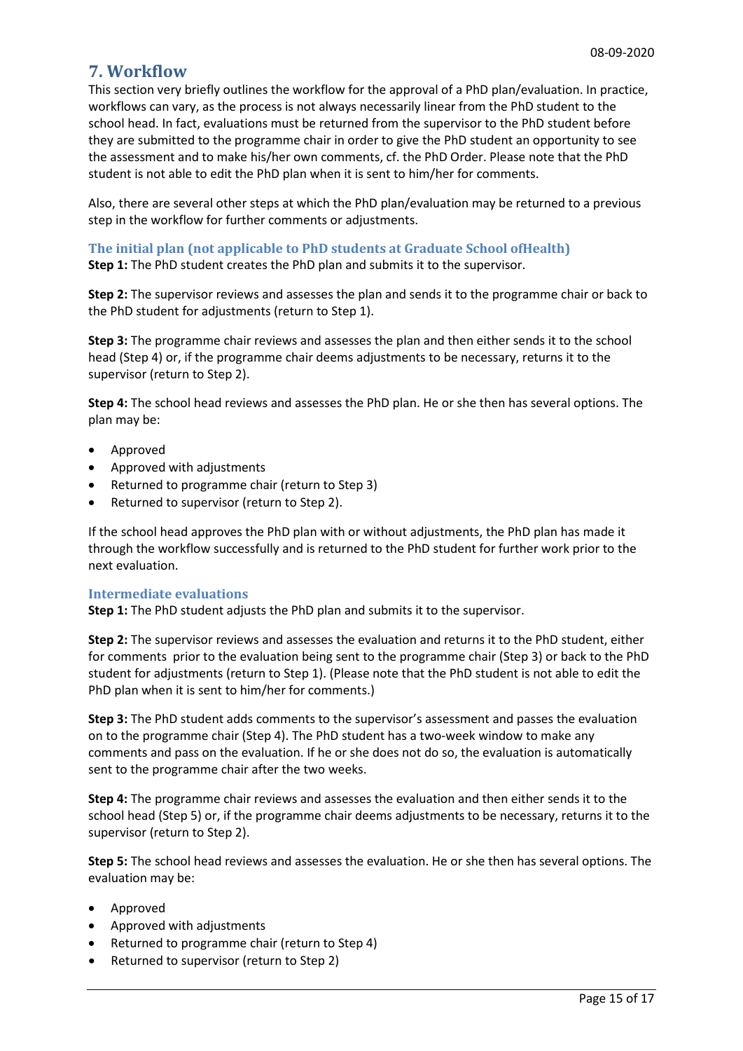# 7. Workflow

This section very briefly outlines the workflow for the approval of a PhD plan/evaluation. In practice, workflows can vary, as the process is not always necessarily linear from the PhD student to the school head. In fact, evaluations must be returned from the supervisor to the PhD student before they are submitted to the programme chair in order to give the PhD student an opportunity to see the assessment and to make his/her own comments, cf. the PhD Order. Please note that the PhD student is not able to edit the PhD plan when it is sent to him/her for comments.

Also, there are several other steps at which the PhD plan/evaluation may be returned to a previous step in the workflow for further comments or adjustments.

### The initial plan (not applicable to PhD students at Graduate School ofHealth)

**Step 1:** The PhD student creates the PhD plan and submits it to the supervisor.

**Step 2:** The supervisor reviews and assesses the plan and sends it to the programme chair or back to the PhD student for adjustments (return to Step 1).

**Step 3:** The programme chair reviews and assesses the plan and then either sends it to the school head (Step 4) or, if the programme chair deems adjustments to be necessary, returns it to the supervisor (return to Step 2).

**Step 4:** The school head reviews and assesses the PhD plan. He or she then has several options. The plan may be:

- Approved
- Approved with adjustments
- Returned to programme chair (return to Step 3)
- Returned to supervisor (return to Step 2).

If the school head approves the PhD plan with or without adjustments, the PhD plan has made it through the workflow successfully and is returned to the PhD student for further work prior to the next evaluation.

### Intermediate evaluations

**Step 1:** The PhD student adjusts the PhD plan and submits it to the supervisor.

**Step 2:** The supervisor reviews and assesses the evaluation and returns it to the PhD student, either for comments prior to the evaluation being sent to the programme chair (Step 3) or back to the PhD student for adjustments (return to Step 1). (Please note that the PhD student is not able to edit the PhD plan when it is sent to him/her for comments.)

**Step 3:** The PhD student adds comments to the supervisor's assessment and passes the evaluation on to the programme chair (Step 4). The PhD student has a two-week window to make any comments and pass on the evaluation. If he or she does not do so, the evaluation is automatically sent to the programme chair after the two weeks.

**Step 4:** The programme chair reviews and assesses the evaluation and then either sends it to the school head (Step 5) or, if the programme chair deems adjustments to be necessary, returns it to the supervisor (return to Step 2).

**Step 5:** The school head reviews and assesses the evaluation. He or she then has several options. The evaluation may be:

- Approved
- Approved with adjustments
- Returned to programme chair (return to Step 4)
- Returned to supervisor (return to Step 2)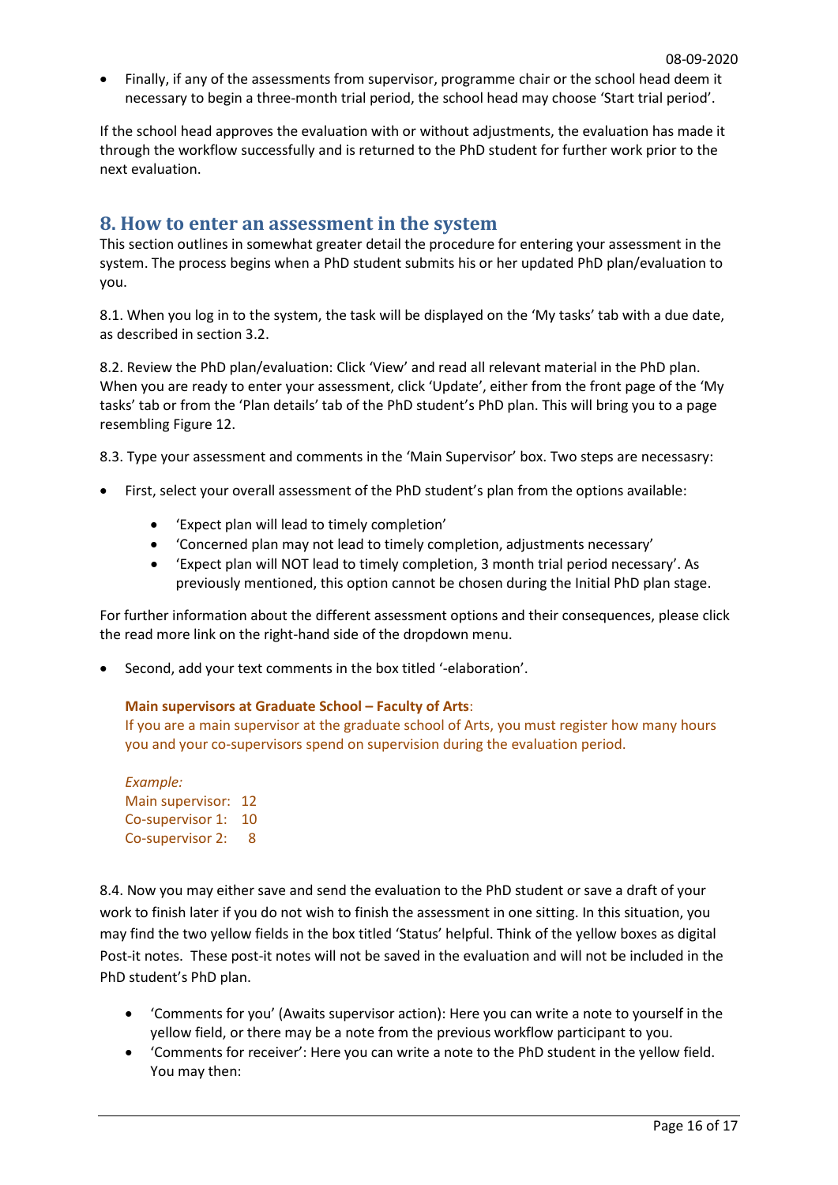- Finally, if any of the assessments from supervisor, programme chair or the school head deem it necessary to begin a three-month trial period, the school head may choose 'Start trial period'.

If the school head approves the evaluation with or without adjustments, the evaluation has made it through the workflow successfully and is returned to the PhD student for further work prior to the next evaluation.

## 8. How to enter an assessment in the system

This section outlines in somewhat greater detail the procedure for entering your assessment in the system. The process begins when a PhD student submits his or her updated PhD plan/evaluation to you.

8.1. When you log in to the system, the task will be displayed on the 'My tasks' tab with a due date, as described in section 3.2.

8.2. Review the PhD plan/evaluation: Click 'View' and read all relevant material in the PhD plan. When you are ready to enter your assessment, click 'Update', either from the front page of the 'My tasks' tab or from the 'Plan details' tab of the PhD student's PhD plan. This will bring you to a page resembling Figure 12.

8.3. Type your assessment and comments in the 'Main Supervisor' box. Two steps are necessasry:

- First, select your overall assessment of the PhD student's plan from the options available:
    - 'Expect plan will lead to timely completion'
    - 'Concerned plan may not lead to timely completion, adjustments necessary'
    - 'Expect plan will NOT lead to timely completion, 3 month trial period necessary'. As previously mentioned, this option cannot be chosen during the Initial PhD plan stage.

For further information about the different assessment options and their consequences, please click the read more link on the right-hand side of the dropdown menu.

- Second, add your text comments in the box titled '-elaboration'.

    **Main supervisors at Graduate School – Faculty of Arts**:
    If you are a main supervisor at the graduate school of Arts, you must register how many hours you and your co-supervisors spend on supervision during the evaluation period.

    *Example:*
    Main supervisor: 12
    Co-supervisor 1: 10
    Co-supervisor 2: 8

8.4. Now you may either save and send the evaluation to the PhD student or save a draft of your work to finish later if you do not wish to finish the assessment in one sitting. In this situation, you may find the two yellow fields in the box titled 'Status' helpful. Think of the yellow boxes as digital Post-it notes. These post-it notes will not be saved in the evaluation and will not be included in the PhD student's PhD plan.

- 'Comments for you' (Awaits supervisor action): Here you can write a note to yourself in the yellow field, or there may be a note from the previous workflow participant to you.
- 'Comments for receiver': Here you can write a note to the PhD student in the yellow field. You may then: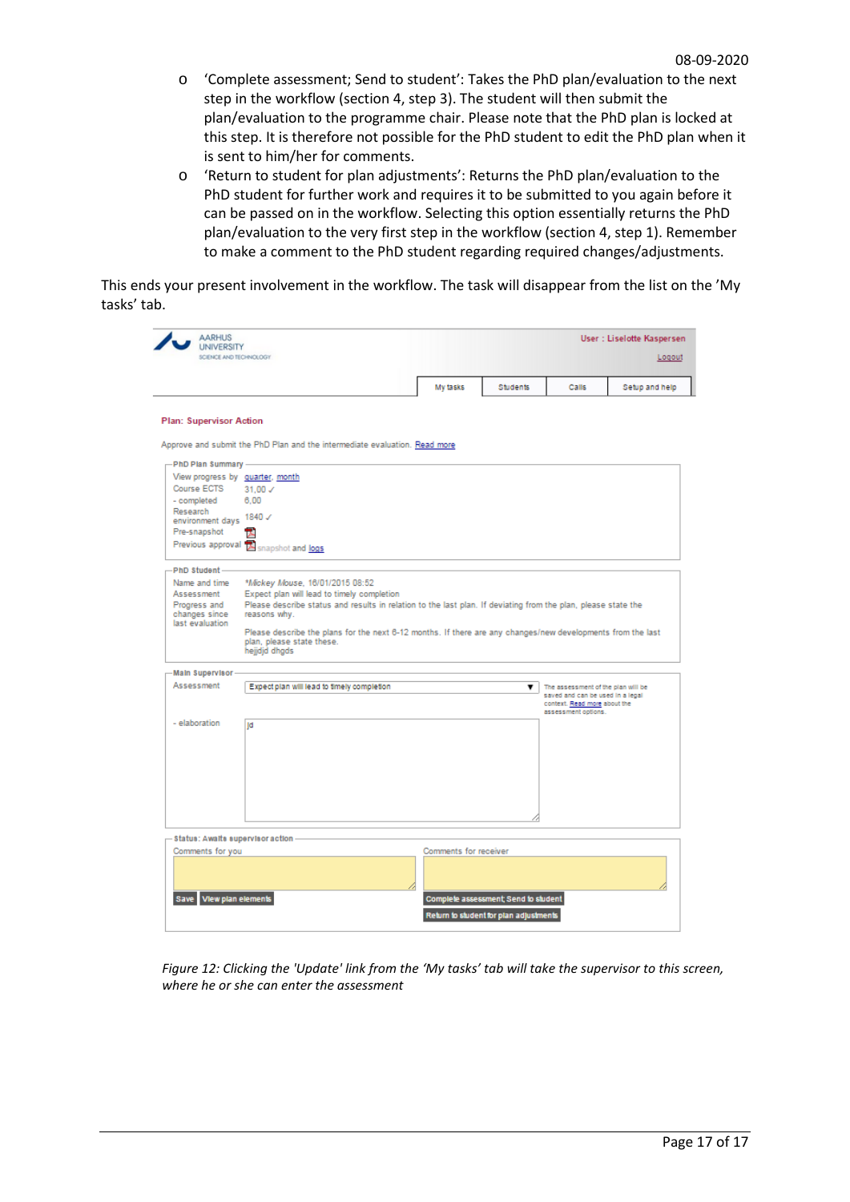- 'Complete assessment; Send to student': Takes the PhD plan/evaluation to the next step in the workflow (section 4, step 3). The student will then submit the plan/evaluation to the programme chair. Please note that the PhD plan is locked at this step. It is therefore not possible for the PhD student to edit the PhD plan when it is sent to him/her for comments.
- 'Return to student for plan adjustments': Returns the PhD plan/evaluation to the PhD student for further work and requires it to be submitted to you again before it can be passed on in the workflow. Selecting this option essentially returns the PhD plan/evaluation to the very first step in the workflow (section 4, step 1). Remember to make a comment to the PhD student regarding required changes/adjustments.

This ends your present involvement in the workflow. The task will disappear from the list on the 'My tasks' tab.

*Figure 12: Clicking the 'Update' link from the 'My tasks' tab will take the supervisor to this screen, where he or she can enter the assessment*